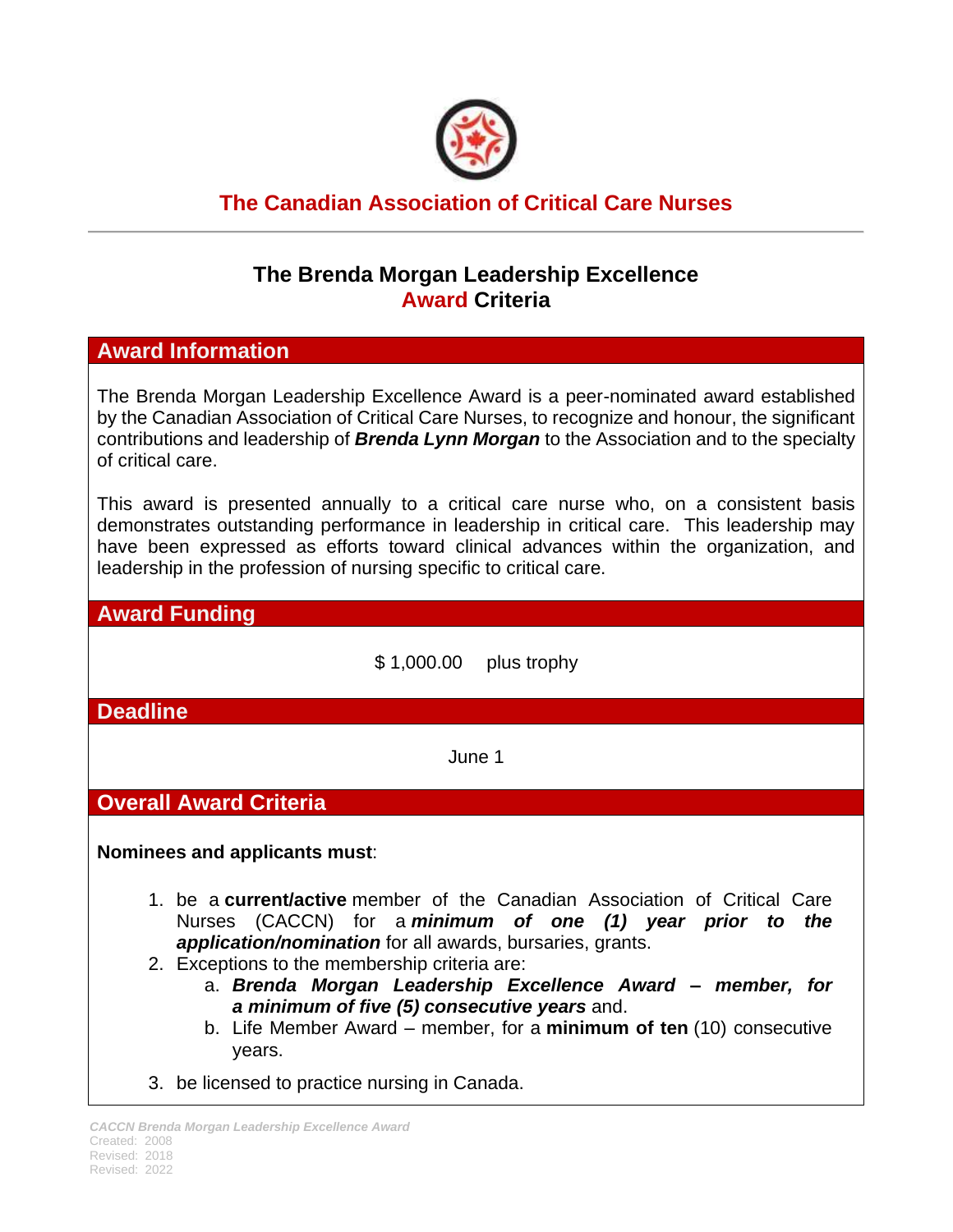## The Canadian Association of Critical Care Nurses

# The Brenda Morgan Leadership Excellence Award Criteria

## Award Information

The Brenda Morgan Leadership Excellence Award is a peer-nominated award established by the Canadian Association of Critical Care Nurses, to recognize and honour, the significant contributions and leadership of ***Brenda Lynn Morgan*** to the Association and to the specialty of critical care.

This award is presented annually to a critical care nurse who, on a consistent basis demonstrates outstanding performance in leadership in critical care. This leadership may have been expressed as efforts toward clinical advances within the organization, and leadership in the profession of nursing specific to critical care.

## Award Funding

$ 1,000.00 plus trophy

## Deadline

June 1

## Overall Award Criteria

**Nominees and applicants must**:

1. be a **current/active** member of the Canadian Association of Critical Care Nurses (CACCN) for a ***minimum of one (1) year prior to the application/nomination*** for all awards, bursaries, grants.
2. Exceptions to the membership criteria are:
   a. ***Brenda Morgan Leadership Excellence Award – member, for a minimum of five (5) consecutive years*** and.
   b. Life Member Award – member, for a **minimum of ten** (10) consecutive years.
3. be licensed to practice nursing in Canada.

*CACCN Brenda Morgan Leadership Excellence Award*
Created: 2008
Revised: 2018
Revised: 2022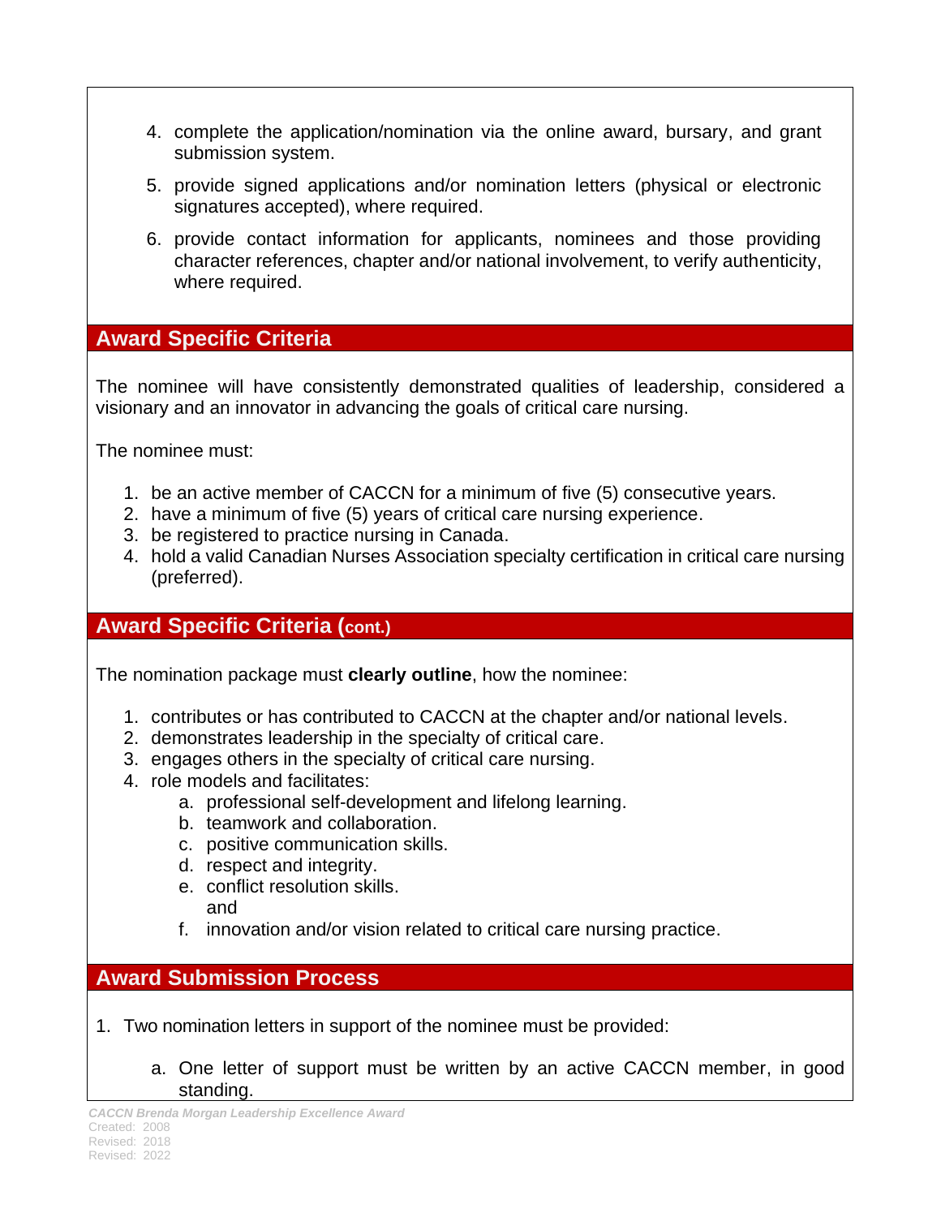4. complete the application/nomination via the online award, bursary, and grant submission system.
5. provide signed applications and/or nomination letters (physical or electronic signatures accepted), where required.
6. provide contact information for applicants, nominees and those providing character references, chapter and/or national involvement, to verify authenticity, where required.

## Award Specific Criteria

The nominee will have consistently demonstrated qualities of leadership, considered a visionary and an innovator in advancing the goals of critical care nursing.

The nominee must:

1. be an active member of CACCN for a minimum of five (5) consecutive years.
2. have a minimum of five (5) years of critical care nursing experience.
3. be registered to practice nursing in Canada.
4. hold a valid Canadian Nurses Association specialty certification in critical care nursing (preferred).

## Award Specific Criteria (cont.)

The nomination package must **clearly outline**, how the nominee:

1. contributes or has contributed to CACCN at the chapter and/or national levels.
2. demonstrates leadership in the specialty of critical care.
3. engages others in the specialty of critical care nursing.
4. role models and facilitates:
   a. professional self-development and lifelong learning.
   b. teamwork and collaboration.
   c. positive communication skills.
   d. respect and integrity.
   e. conflict resolution skills.
   and
   f. innovation and/or vision related to critical care nursing practice.

## Award Submission Process

1. Two nomination letters in support of the nominee must be provided:
   a. One letter of support must be written by an active CACCN member, in good standing.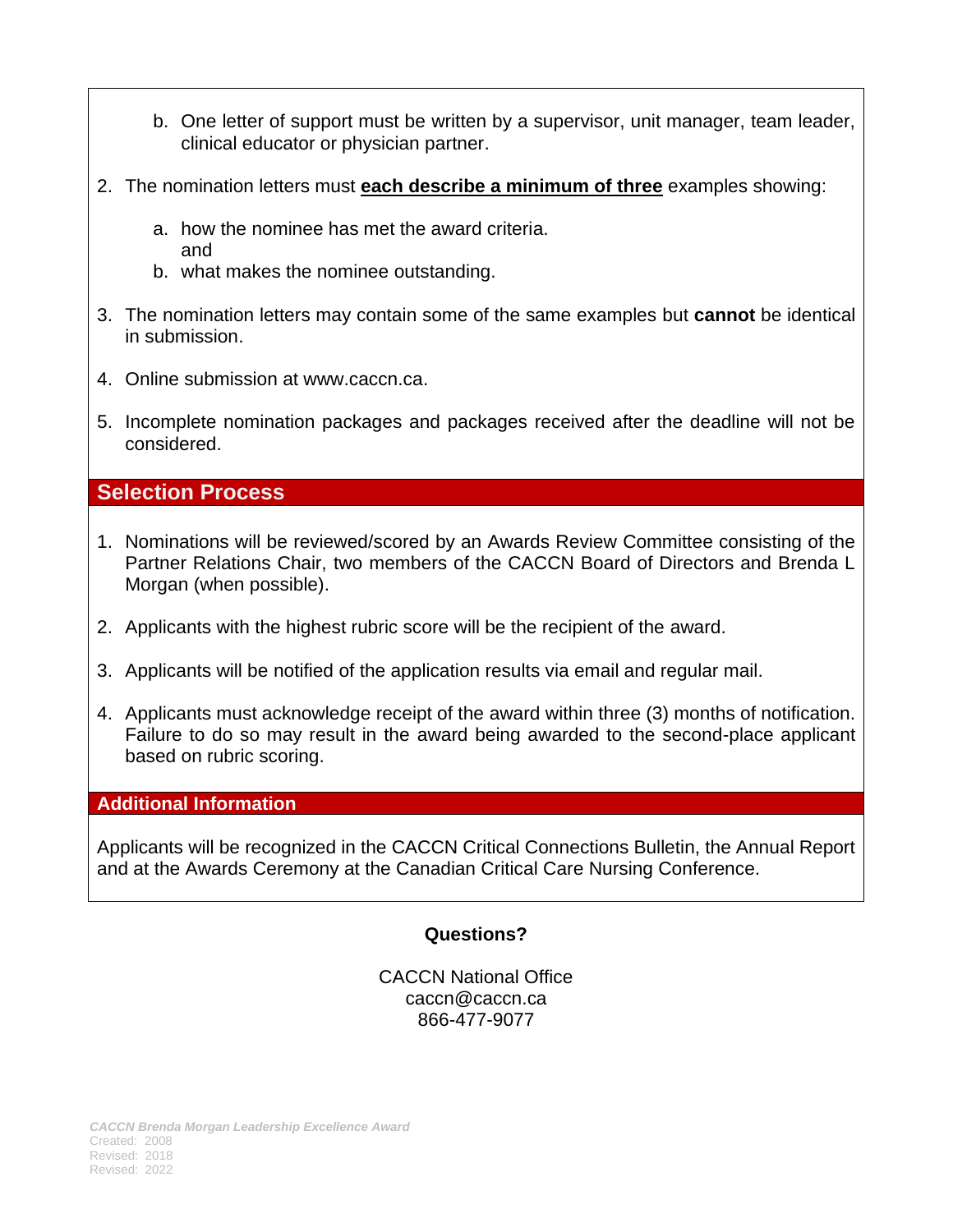b. One letter of support must be written by a supervisor, unit manager, team leader, clinical educator or physician partner.

2. The nomination letters must **each describe a minimum of three** examples showing:

   a. how the nominee has met the award criteria.
      and
   b. what makes the nominee outstanding.

3. The nomination letters may contain some of the same examples but **cannot** be identical in submission.

4. Online submission at www.caccn.ca.

5. Incomplete nomination packages and packages received after the deadline will not be considered.

## Selection Process

1. Nominations will be reviewed/scored by an Awards Review Committee consisting of the Partner Relations Chair, two members of the CACCN Board of Directors and Brenda L Morgan (when possible).

2. Applicants with the highest rubric score will be the recipient of the award.

3. Applicants will be notified of the application results via email and regular mail.

4. Applicants must acknowledge receipt of the award within three (3) months of notification. Failure to do so may result in the award being awarded to the second-place applicant based on rubric scoring.

## Additional Information

Applicants will be recognized in the CACCN Critical Connections Bulletin, the Annual Report and at the Awards Ceremony at the Canadian Critical Care Nursing Conference.

**Questions?**

CACCN National Office
caccn@caccn.ca
866-477-9077

*CACCN Brenda Morgan Leadership Excellence Award*
Created: 2008
Revised: 2018
Revised: 2022